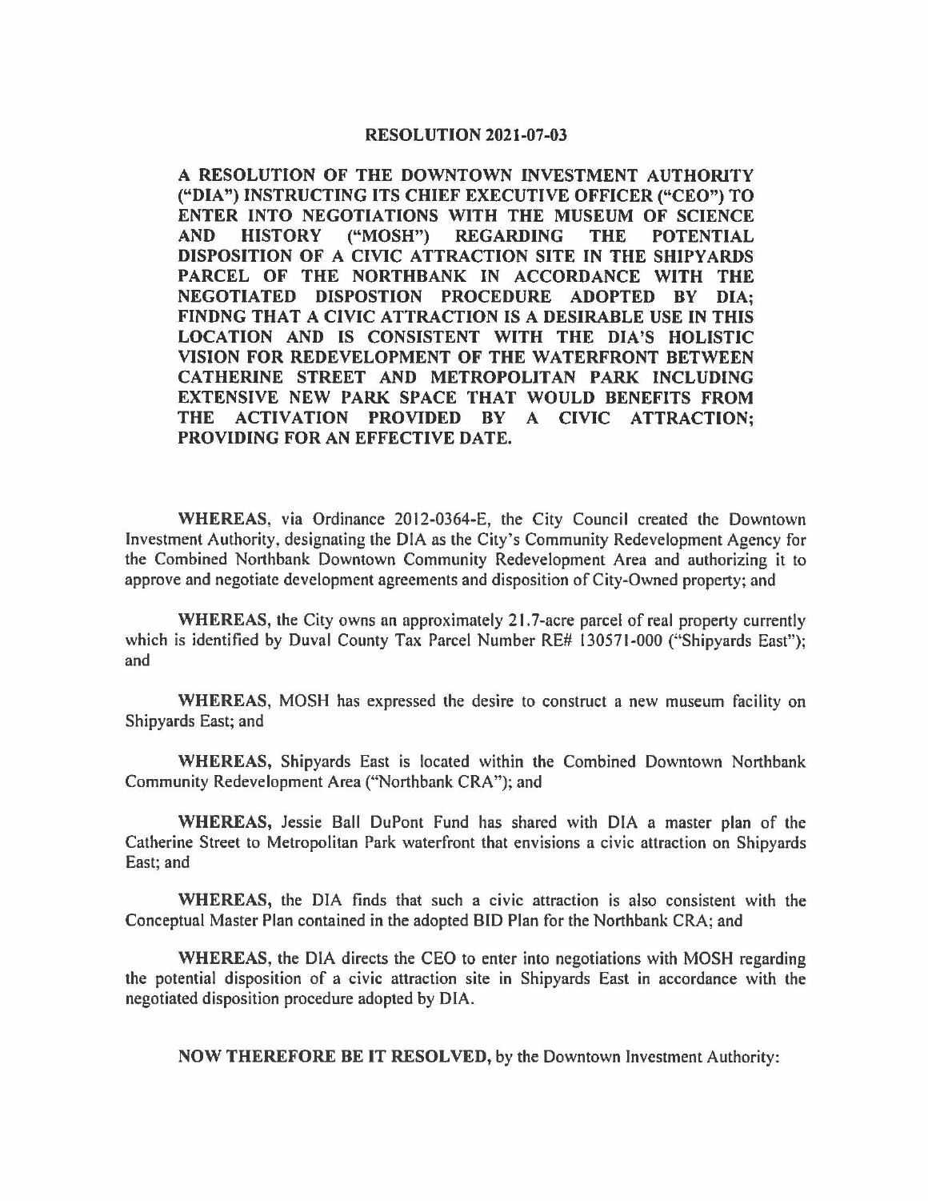# RESOLUTION 2021-07-03

**A RESOLUTION OF THE DOWNTOWN INVESTMENT AUTHORITY ("DIA") INSTRUCTING ITS CHIEF EXECUTIVE OFFICER ("CEO") TO ENTER INTO NEGOTIATIONS WITH THE MUSEUM OF SCIENCE AND HISTORY ("MOSH") REGARDING THE POTENTIAL DISPOSITION OF A CIVIC ATTRACTION SITE IN THE SHIPYARDS PARCEL OF THE NORTHBANK IN ACCORDANCE WITH THE NEGOTIATED DISPOSTION PROCEDURE ADOPTED BY DIA; FINDNG THAT A CIVIC ATTRACTION IS A DESIRABLE USE IN THIS LOCATION AND IS CONSISTENT WITH THE DIA'S HOLISTIC VISION FOR REDEVELOPMENT OF THE WATERFRONT BETWEEN CATHERINE STREET AND METROPOLITAN PARK INCLUDING EXTENSIVE NEW PARK SPACE THAT WOULD BENEFITS FROM THE ACTIVATION PROVIDED BY A CIVIC ATTRACTION; PROVIDING FOR AN EFFECTIVE DATE.**

**WHEREAS**, via Ordinance 2012-0364-E, the City Council created the Downtown Investment Authority, designating the DIA as the City's Community Redevelopment Agency for the Combined Northbank Downtown Community Redevelopment Area and authorizing it to approve and negotiate development agreements and disposition of City-Owned property; and

**WHEREAS**, the City owns an approximately 21.7-acre parcel of real property currently which is identified by Duval County Tax Parcel Number RE# 130571-000 ("Shipyards East"); and

**WHEREAS**, MOSH has expressed the desire to construct a new museum facility on Shipyards East; and

**WHEREAS**, Shipyards East is located within the Combined Downtown Northbank Community Redevelopment Area ("Northbank CRA"); and

**WHEREAS**, Jessie Ball DuPont Fund has shared with DIA a master plan of the Catherine Street to Metropolitan Park waterfront that envisions a civic attraction on Shipyards East; and

**WHEREAS**, the DIA finds that such a civic attraction is also consistent with the Conceptual Master Plan contained in the adopted BID Plan for the Northbank CRA; and

**WHEREAS**, the DIA directs the CEO to enter into negotiations with MOSH regarding the potential disposition of a civic attraction site in Shipyards East in accordance with the negotiated disposition procedure adopted by DIA.

**NOW THEREFORE BE IT RESOLVED**, by the Downtown Investment Authority: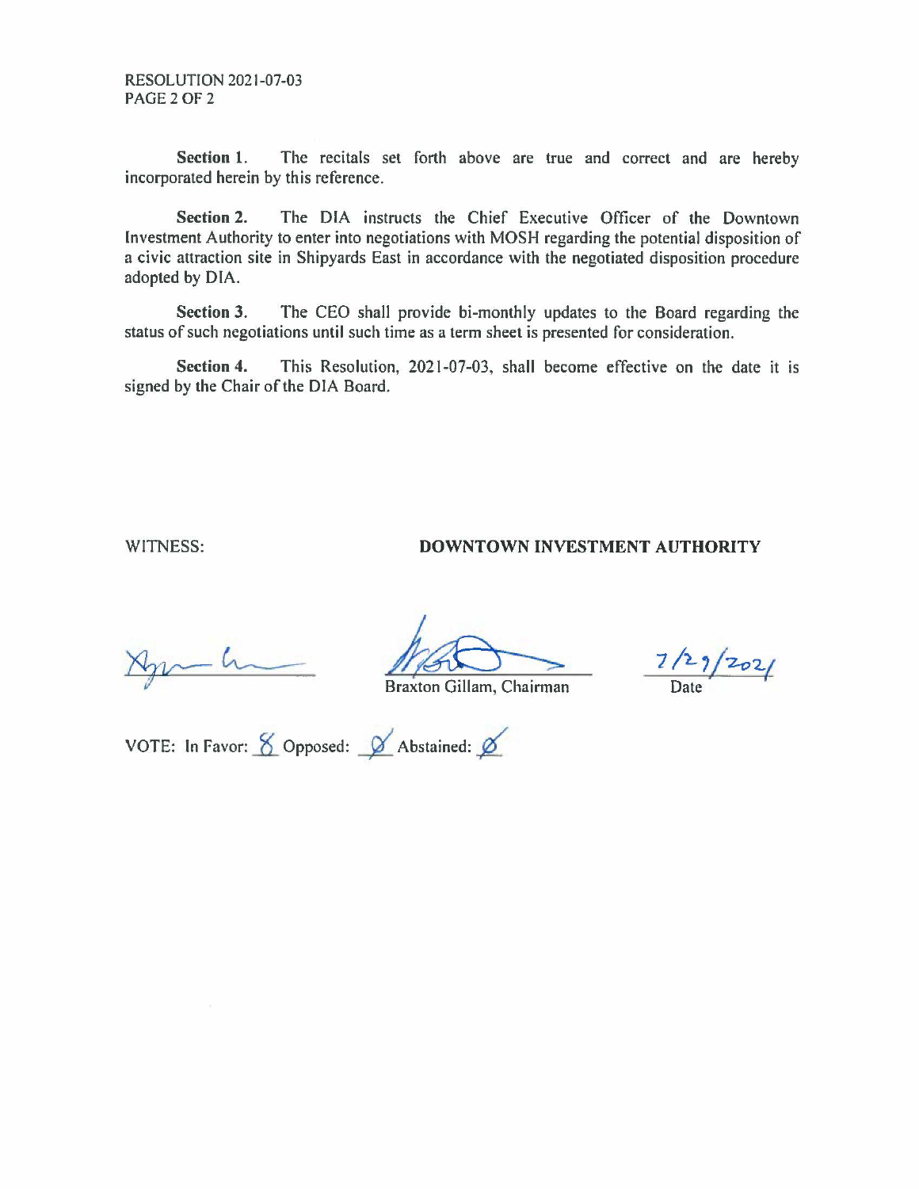**Section 1.** The recitals set forth above are true and correct and are hereby incorporated herein by this reference.

**Section 2.** The DIA instructs the Chief Executive Officer of the Downtown Investment Authority to enter into negotiations with MOSH regarding the potential disposition of a civic attraction site in Shipyards East in accordance with the negotiated disposition procedure adopted by DIA.

**Section 3.** The CEO shall provide bi-monthly updates to the Board regarding the status of such negotiations until such time as a term sheet is presented for consideration.

**Section 4.** This Resolution, 2021-07-03, shall become effective on the date it is signed by the Chair of the DIA Board.

WITNESS: **DOWNTOWN INVESTMENT AUTHORITY**

Braxton Gillam, Chairman

7/29/2021
Date

VOTE: In Favor: 8 Opposed: Ø Abstained: Ø